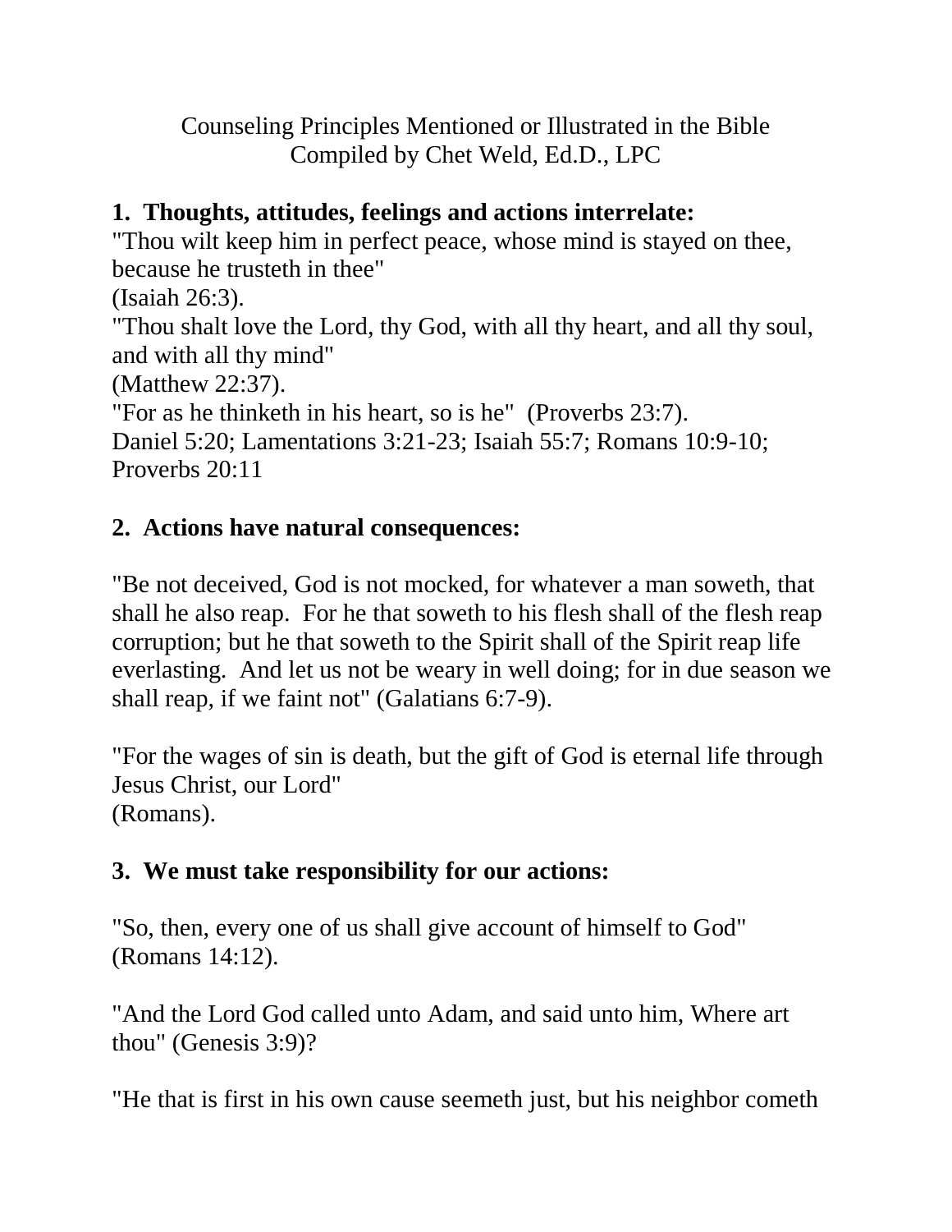Counseling Principles Mentioned or Illustrated in the Bible
Compiled by Chet Weld, Ed.D., LPC

**1. Thoughts, attitudes, feelings and actions interrelate:**
"Thou wilt keep him in perfect peace, whose mind is stayed on thee, because he trusteth in thee"
(Isaiah 26:3).
"Thou shalt love the Lord, thy God, with all thy heart, and all thy soul, and with all thy mind"
(Matthew 22:37).
"For as he thinketh in his heart, so is he" (Proverbs 23:7).
Daniel 5:20; Lamentations 3:21-23; Isaiah 55:7; Romans 10:9-10; Proverbs 20:11

**2. Actions have natural consequences:**

"Be not deceived, God is not mocked, for whatever a man soweth, that shall he also reap. For he that soweth to his flesh shall of the flesh reap corruption; but he that soweth to the Spirit shall of the Spirit reap life everlasting. And let us not be weary in well doing; for in due season we shall reap, if we faint not" (Galatians 6:7-9).

"For the wages of sin is death, but the gift of God is eternal life through Jesus Christ, our Lord"
(Romans).

**3. We must take responsibility for our actions:**

"So, then, every one of us shall give account of himself to God"
(Romans 14:12).

"And the Lord God called unto Adam, and said unto him, Where art thou" (Genesis 3:9)?

"He that is first in his own cause seemeth just, but his neighbor cometh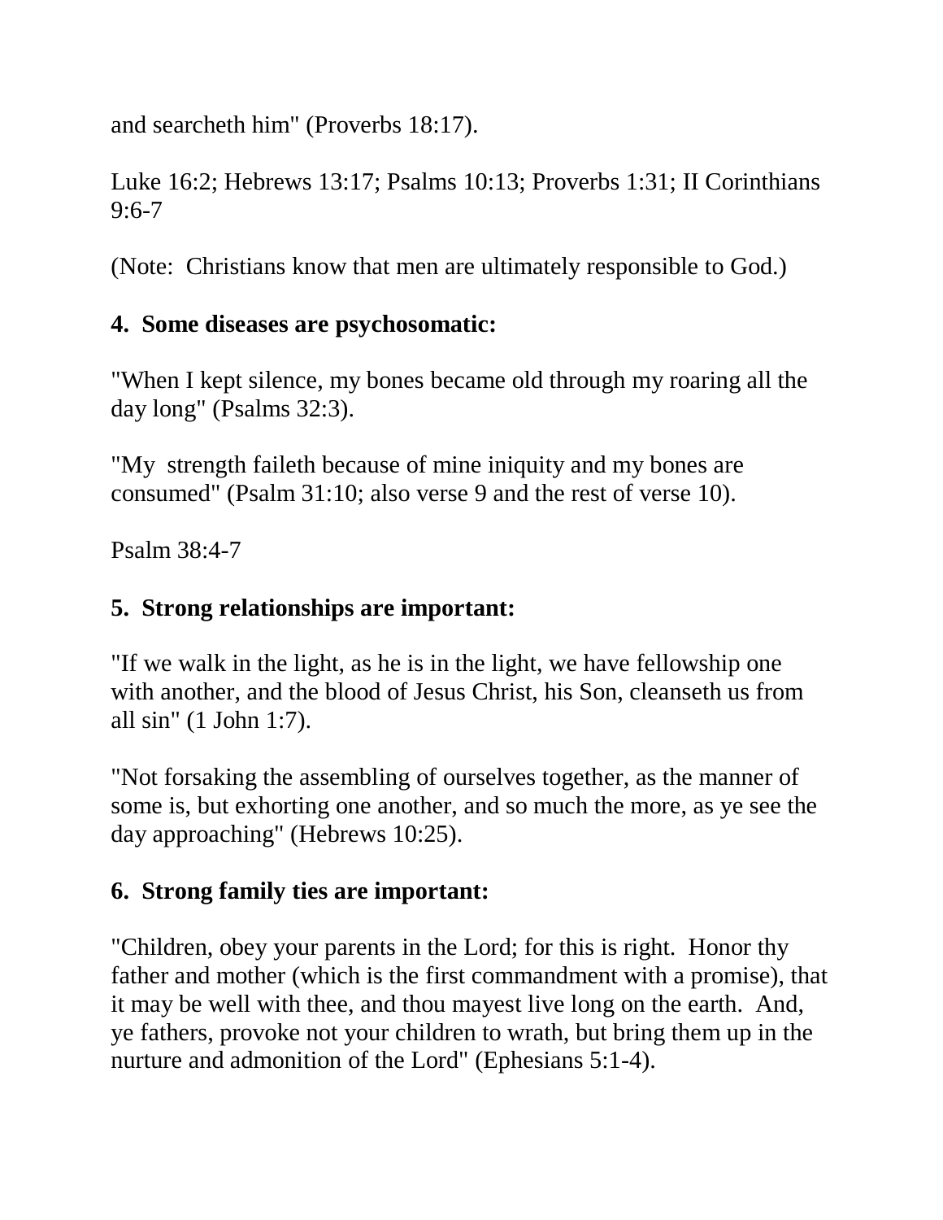and searcheth him" (Proverbs 18:17).

Luke 16:2; Hebrews 13:17; Psalms 10:13; Proverbs 1:31; II Corinthians 9:6-7

(Note: Christians know that men are ultimately responsible to God.)

**4. Some diseases are psychosomatic:**

"When I kept silence, my bones became old through my roaring all the day long" (Psalms 32:3).

"My strength faileth because of mine iniquity and my bones are consumed" (Psalm 31:10; also verse 9 and the rest of verse 10).

Psalm 38:4-7

**5. Strong relationships are important:**

"If we walk in the light, as he is in the light, we have fellowship one with another, and the blood of Jesus Christ, his Son, cleanseth us from all sin" (1 John 1:7).

"Not forsaking the assembling of ourselves together, as the manner of some is, but exhorting one another, and so much the more, as ye see the day approaching" (Hebrews 10:25).

**6. Strong family ties are important:**

"Children, obey your parents in the Lord; for this is right. Honor thy father and mother (which is the first commandment with a promise), that it may be well with thee, and thou mayest live long on the earth. And, ye fathers, provoke not your children to wrath, but bring them up in the nurture and admonition of the Lord" (Ephesians 5:1-4).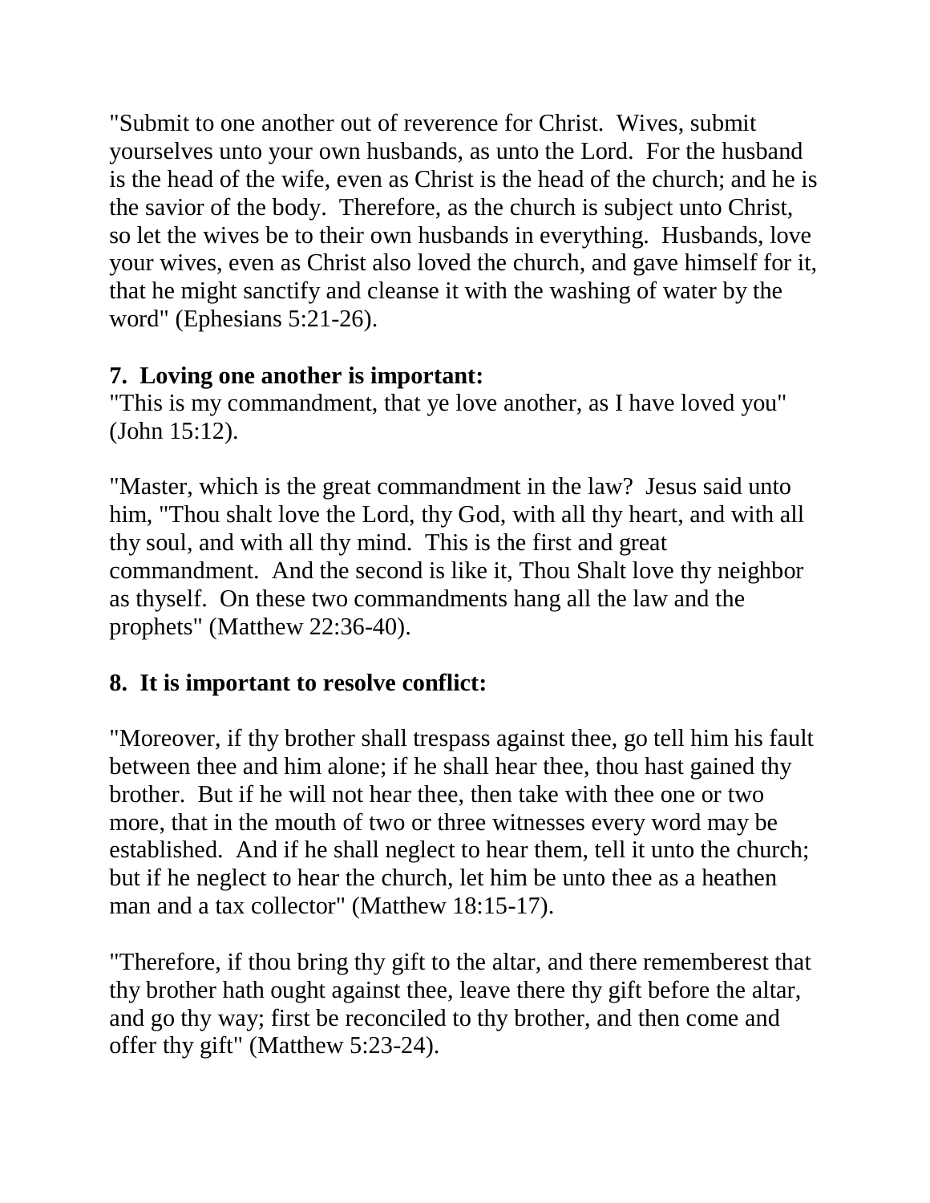"Submit to one another out of reverence for Christ.  Wives, submit yourselves unto your own husbands, as unto the Lord.  For the husband is the head of the wife, even as Christ is the head of the church; and he is the savior of the body.  Therefore, as the church is subject unto Christ, so let the wives be to their own husbands in everything.  Husbands, love your wives, even as Christ also loved the church, and gave himself for it, that he might sanctify and cleanse it with the washing of water by the word" (Ephesians 5:21-26).

**7.  Loving one another is important:**

"This is my commandment, that ye love another, as I have loved you" (John 15:12).

"Master, which is the great commandment in the law?  Jesus said unto him, "Thou shalt love the Lord, thy God, with all thy heart, and with all thy soul, and with all thy mind.  This is the first and great commandment.  And the second is like it, Thou Shalt love thy neighbor as thyself.  On these two commandments hang all the law and the prophets" (Matthew 22:36-40).

**8.  It is important to resolve conflict:**

"Moreover, if thy brother shall trespass against thee, go tell him his fault between thee and him alone; if he shall hear thee, thou hast gained thy brother.  But if he will not hear thee, then take with thee one or two more, that in the mouth of two or three witnesses every word may be established.  And if he shall neglect to hear them, tell it unto the church; but if he neglect to hear the church, let him be unto thee as a heathen man and a tax collector" (Matthew 18:15-17).

"Therefore, if thou bring thy gift to the altar, and there rememberest that thy brother hath ought against thee, leave there thy gift before the altar, and go thy way; first be reconciled to thy brother, and then come and offer thy gift" (Matthew 5:23-24).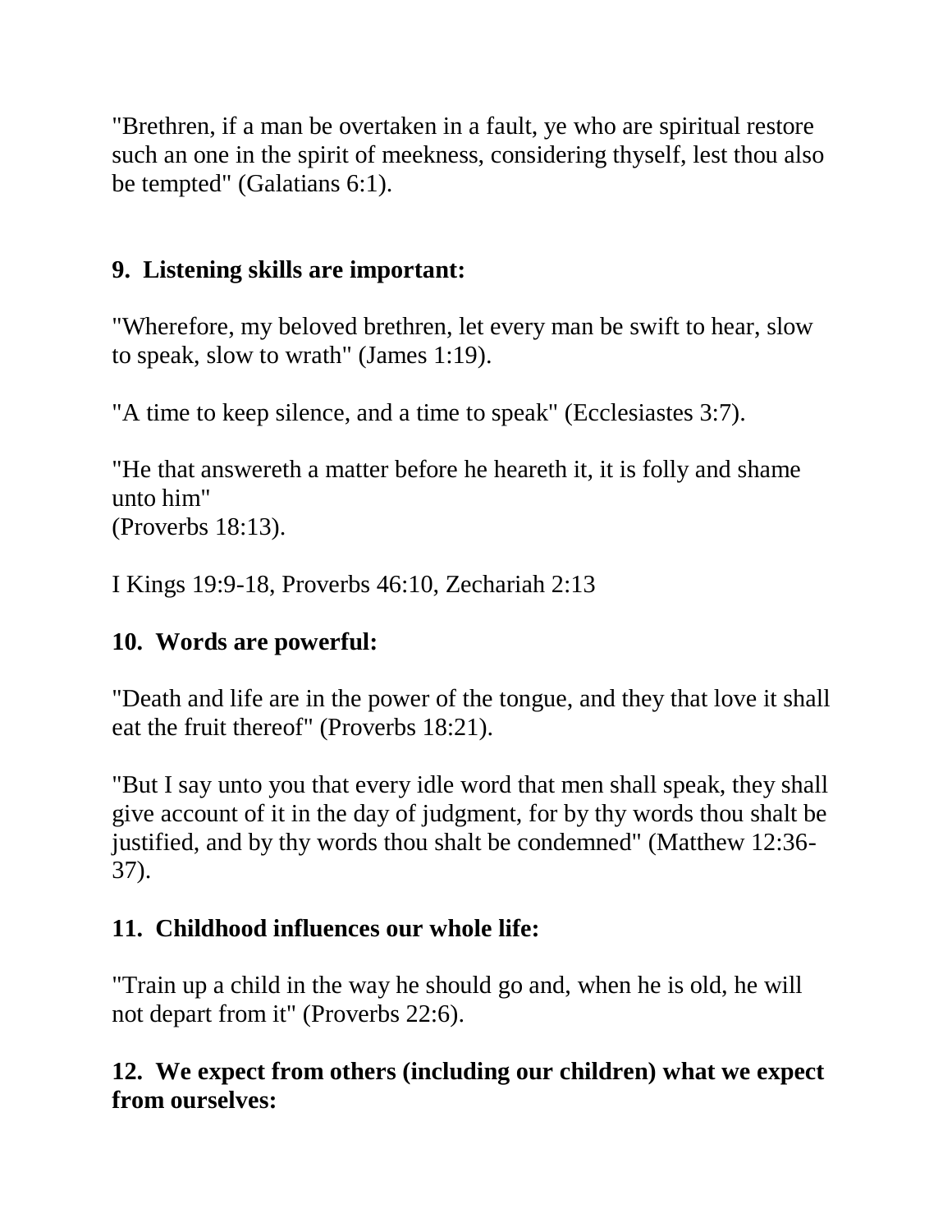"Brethren, if a man be overtaken in a fault, ye who are spiritual restore such an one in the spirit of meekness, considering thyself, lest thou also be tempted" (Galatians 6:1).

**9. Listening skills are important:**

"Wherefore, my beloved brethren, let every man be swift to hear, slow to speak, slow to wrath" (James 1:19).

"A time to keep silence, and a time to speak" (Ecclesiastes 3:7).

"He that answereth a matter before he heareth it, it is folly and shame unto him"
(Proverbs 18:13).

I Kings 19:9-18, Proverbs 46:10, Zechariah 2:13

**10. Words are powerful:**

"Death and life are in the power of the tongue, and they that love it shall eat the fruit thereof" (Proverbs 18:21).

"But I say unto you that every idle word that men shall speak, they shall give account of it in the day of judgment, for by thy words thou shalt be justified, and by thy words thou shalt be condemned" (Matthew 12:36-37).

**11. Childhood influences our whole life:**

"Train up a child in the way he should go and, when he is old, he will not depart from it" (Proverbs 22:6).

**12. We expect from others (including our children) what we expect from ourselves:**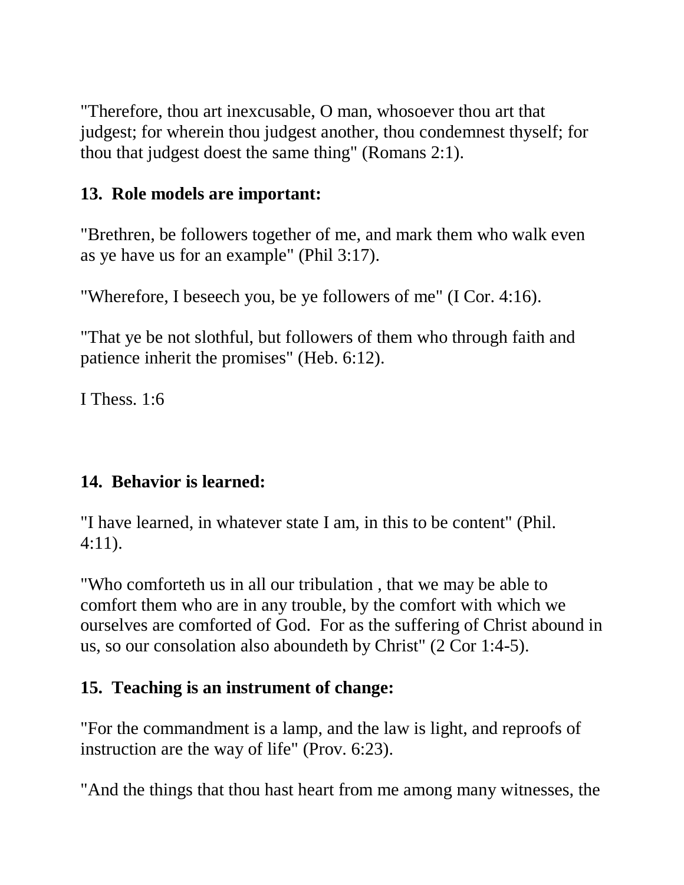"Therefore, thou art inexcusable, O man, whosoever thou art that judgest; for wherein thou judgest another, thou condemnest thyself; for thou that judgest doest the same thing" (Romans 2:1).

**13. Role models are important:**

"Brethren, be followers together of me, and mark them who walk even as ye have us for an example" (Phil 3:17).

"Wherefore, I beseech you, be ye followers of me" (I Cor. 4:16).

"That ye be not slothful, but followers of them who through faith and patience inherit the promises" (Heb. 6:12).

I Thess. 1:6

**14. Behavior is learned:**

"I have learned, in whatever state I am, in this to be content" (Phil. 4:11).

"Who comforteth us in all our tribulation , that we may be able to comfort them who are in any trouble, by the comfort with which we ourselves are comforted of God. For as the suffering of Christ abound in us, so our consolation also aboundeth by Christ" (2 Cor 1:4-5).

**15. Teaching is an instrument of change:**

"For the commandment is a lamp, and the law is light, and reproofs of instruction are the way of life" (Prov. 6:23).

"And the things that thou hast heart from me among many witnesses, the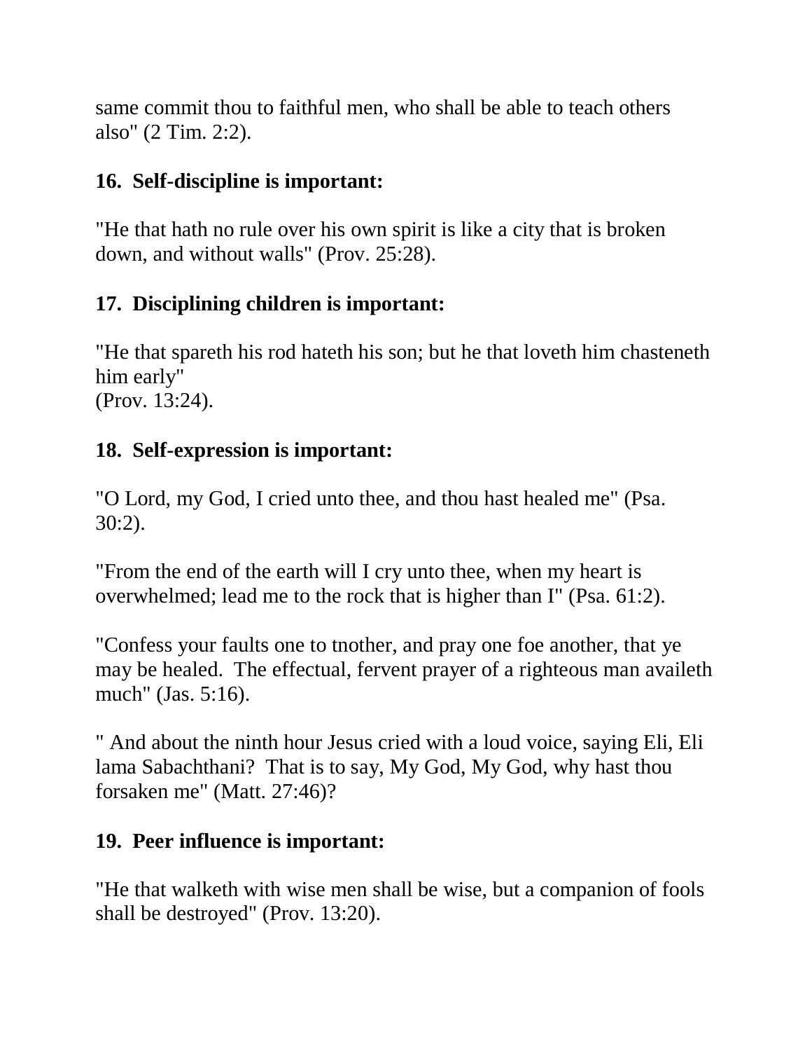same commit thou to faithful men, who shall be able to teach others also" (2 Tim. 2:2).

**16. Self-discipline is important:**

"He that hath no rule over his own spirit is like a city that is broken down, and without walls" (Prov. 25:28).

**17. Disciplining children is important:**

"He that spareth his rod hateth his son; but he that loveth him chasteneth him early"
(Prov. 13:24).

**18. Self-expression is important:**

"O Lord, my God, I cried unto thee, and thou hast healed me" (Psa. 30:2).

"From the end of the earth will I cry unto thee, when my heart is overwhelmed; lead me to the rock that is higher than I" (Psa. 61:2).

"Confess your faults one to tnother, and pray one foe another, that ye may be healed. The effectual, fervent prayer of a righteous man availeth much" (Jas. 5:16).

" And about the ninth hour Jesus cried with a loud voice, saying Eli, Eli lama Sabachthani? That is to say, My God, My God, why hast thou forsaken me" (Matt. 27:46)?

**19. Peer influence is important:**

"He that walketh with wise men shall be wise, but a companion of fools shall be destroyed" (Prov. 13:20).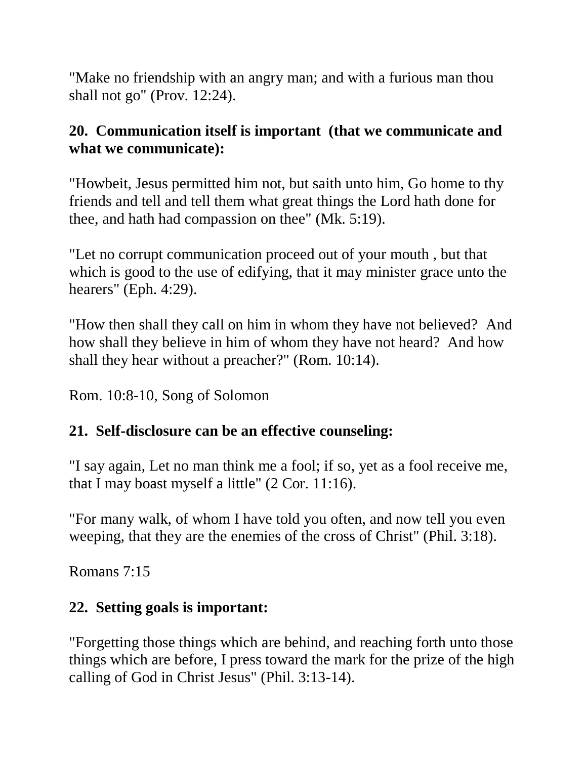"Make no friendship with an angry man; and with a furious man thou shall not go" (Prov. 12:24).

**20. Communication itself is important (that we communicate and what we communicate):**

"Howbeit, Jesus permitted him not, but saith unto him, Go home to thy friends and tell and tell them what great things the Lord hath done for thee, and hath had compassion on thee" (Mk. 5:19).

"Let no corrupt communication proceed out of your mouth , but that which is good to the use of edifying, that it may minister grace unto the hearers" (Eph. 4:29).

"How then shall they call on him in whom they have not believed? And how shall they believe in him of whom they have not heard? And how shall they hear without a preacher?" (Rom. 10:14).

Rom. 10:8-10, Song of Solomon

**21. Self-disclosure can be an effective counseling:**

"I say again, Let no man think me a fool; if so, yet as a fool receive me, that I may boast myself a little" (2 Cor. 11:16).

"For many walk, of whom I have told you often, and now tell you even weeping, that they are the enemies of the cross of Christ" (Phil. 3:18).

Romans 7:15

**22. Setting goals is important:**

"Forgetting those things which are behind, and reaching forth unto those things which are before, I press toward the mark for the prize of the high calling of God in Christ Jesus" (Phil. 3:13-14).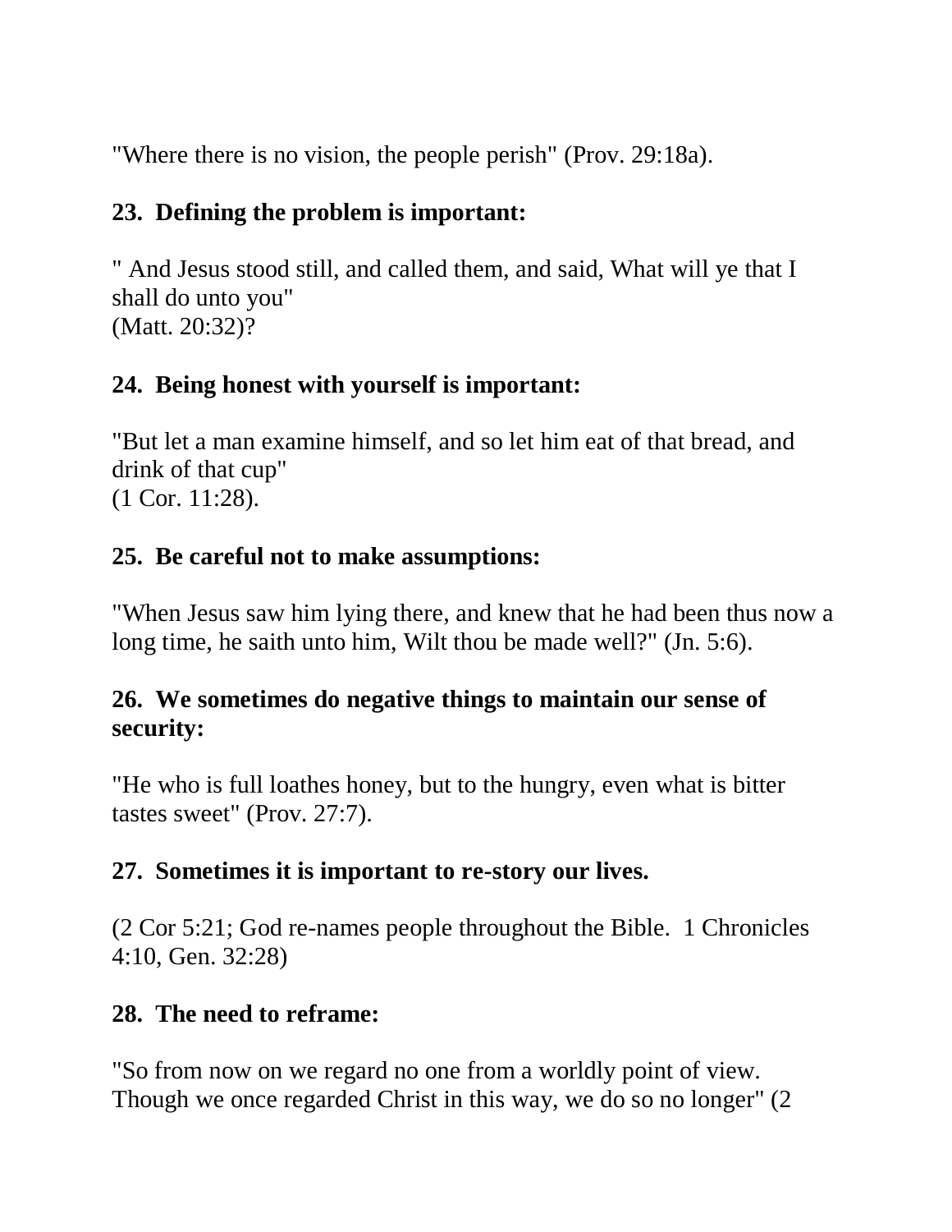"Where there is no vision, the people perish" (Prov. 29:18a).

**23. Defining the problem is important:**

" And Jesus stood still, and called them, and said, What will ye that I shall do unto you"
(Matt. 20:32)?

**24. Being honest with yourself is important:**

"But let a man examine himself, and so let him eat of that bread, and drink of that cup"
(1 Cor. 11:28).

**25. Be careful not to make assumptions:**

"When Jesus saw him lying there, and knew that he had been thus now a long time, he saith unto him, Wilt thou be made well?" (Jn. 5:6).

**26. We sometimes do negative things to maintain our sense of security:**

"He who is full loathes honey, but to the hungry, even what is bitter tastes sweet" (Prov. 27:7).

**27. Sometimes it is important to re-story our lives.**

(2 Cor 5:21; God re-names people throughout the Bible. 1 Chronicles 4:10, Gen. 32:28)

**28. The need to reframe:**

"So from now on we regard no one from a worldly point of view. Though we once regarded Christ in this way, we do so no longer" (2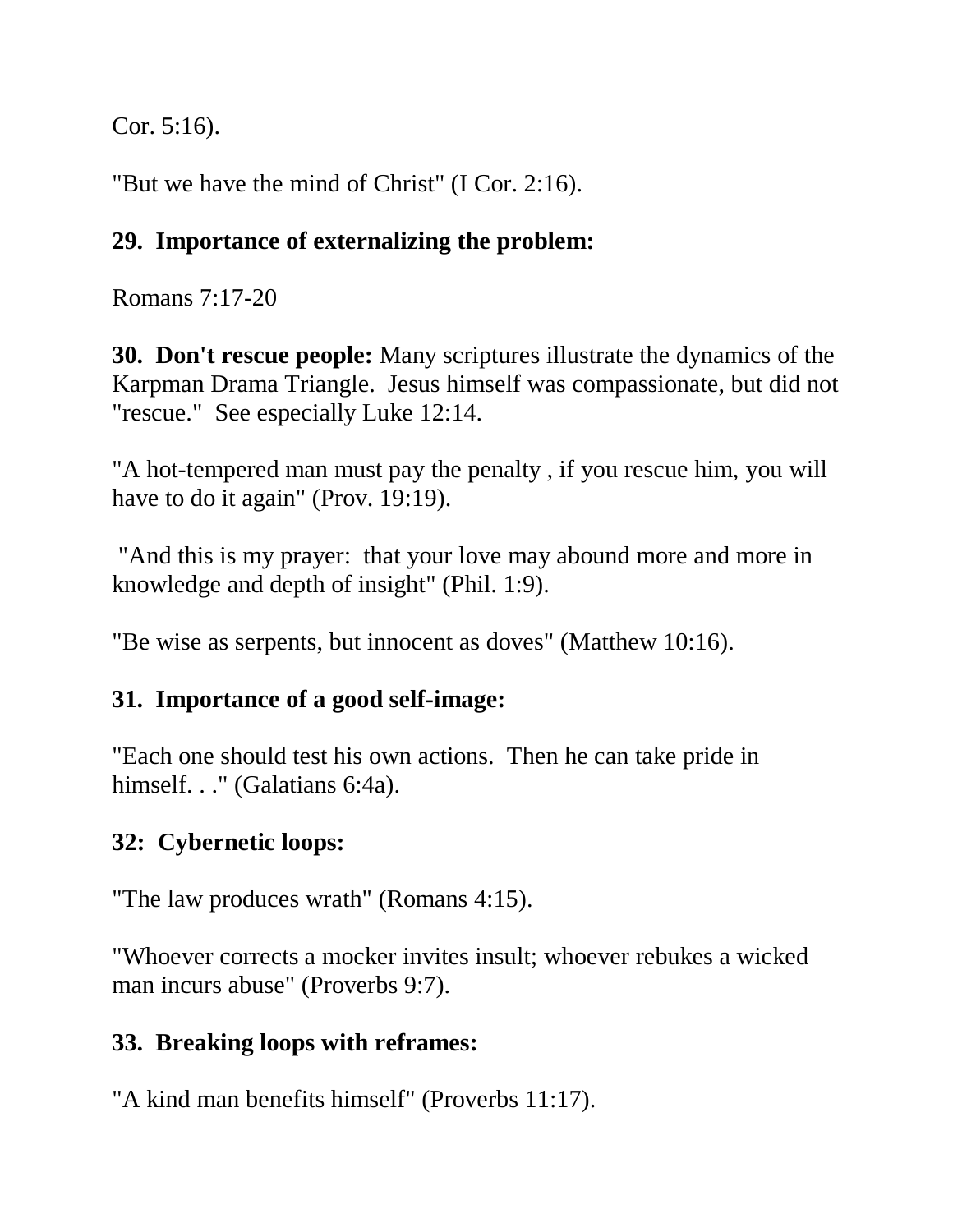Cor. 5:16).

"But we have the mind of Christ" (I Cor. 2:16).

**29. Importance of externalizing the problem:**

Romans 7:17-20

**30. Don't rescue people:** Many scriptures illustrate the dynamics of the Karpman Drama Triangle. Jesus himself was compassionate, but did not "rescue." See especially Luke 12:14.

"A hot-tempered man must pay the penalty , if you rescue him, you will have to do it again" (Prov. 19:19).

"And this is my prayer: that your love may abound more and more in knowledge and depth of insight" (Phil. 1:9).

"Be wise as serpents, but innocent as doves" (Matthew 10:16).

**31. Importance of a good self-image:**

"Each one should test his own actions. Then he can take pride in himself. . ." (Galatians 6:4a).

**32: Cybernetic loops:**

"The law produces wrath" (Romans 4:15).

"Whoever corrects a mocker invites insult; whoever rebukes a wicked man incurs abuse" (Proverbs 9:7).

**33. Breaking loops with reframes:**

"A kind man benefits himself" (Proverbs 11:17).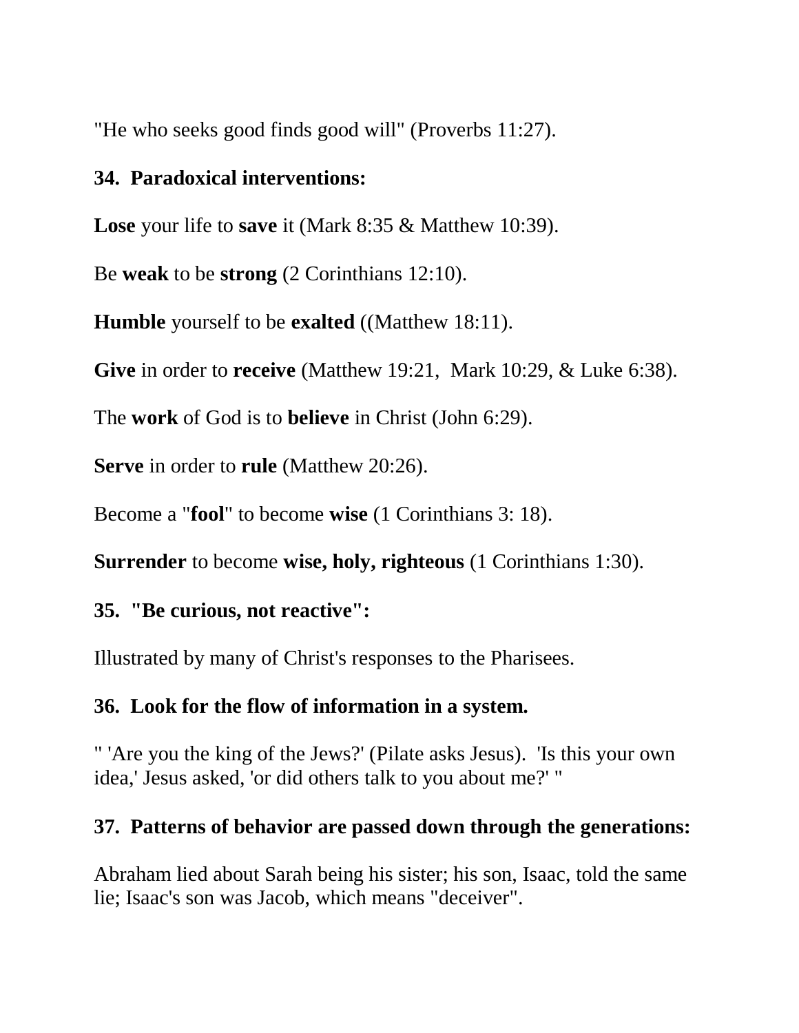"He who seeks good finds good will" (Proverbs 11:27).

**34. Paradoxical interventions:**

**Lose** your life to **save** it (Mark 8:35 & Matthew 10:39).

Be **weak** to be **strong** (2 Corinthians 12:10).

**Humble** yourself to be **exalted** ((Matthew 18:11).

**Give** in order to **receive** (Matthew 19:21, Mark 10:29, & Luke 6:38).

The **work** of God is to **believe** in Christ (John 6:29).

**Serve** in order to **rule** (Matthew 20:26).

Become a "**fool**" to become **wise** (1 Corinthians 3: 18).

**Surrender** to become **wise, holy, righteous** (1 Corinthians 1:30).

**35. "Be curious, not reactive":**

Illustrated by many of Christ's responses to the Pharisees.

**36. Look for the flow of information in a system.**

" 'Are you the king of the Jews?' (Pilate asks Jesus). 'Is this your own idea,' Jesus asked, 'or did others talk to you about me?' "

**37. Patterns of behavior are passed down through the generations:**

Abraham lied about Sarah being his sister; his son, Isaac, told the same lie; Isaac's son was Jacob, which means "deceiver".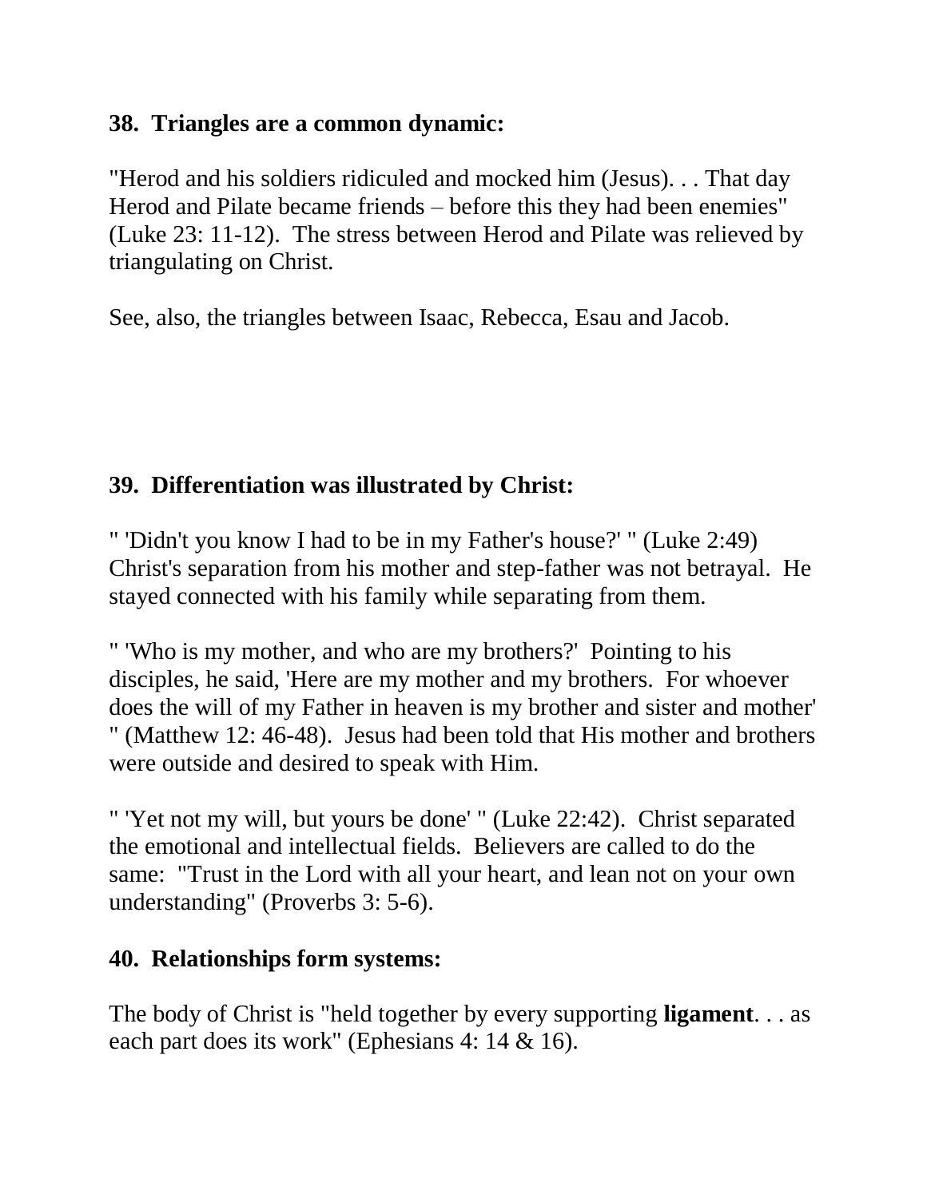**38. Triangles are a common dynamic:**

"Herod and his soldiers ridiculed and mocked him (Jesus). . . That day Herod and Pilate became friends – before this they had been enemies" (Luke 23: 11-12). The stress between Herod and Pilate was relieved by triangulating on Christ.

See, also, the triangles between Isaac, Rebecca, Esau and Jacob.

**39. Differentiation was illustrated by Christ:**

" 'Didn't you know I had to be in my Father's house?' " (Luke 2:49) Christ's separation from his mother and step-father was not betrayal. He stayed connected with his family while separating from them.

" 'Who is my mother, and who are my brothers?' Pointing to his disciples, he said, 'Here are my mother and my brothers. For whoever does the will of my Father in heaven is my brother and sister and mother' " (Matthew 12: 46-48). Jesus had been told that His mother and brothers were outside and desired to speak with Him.

" 'Yet not my will, but yours be done' " (Luke 22:42). Christ separated the emotional and intellectual fields. Believers are called to do the same: "Trust in the Lord with all your heart, and lean not on your own understanding" (Proverbs 3: 5-6).

**40. Relationships form systems:**

The body of Christ is "held together by every supporting **ligament**. . . as each part does its work" (Ephesians 4: 14 & 16).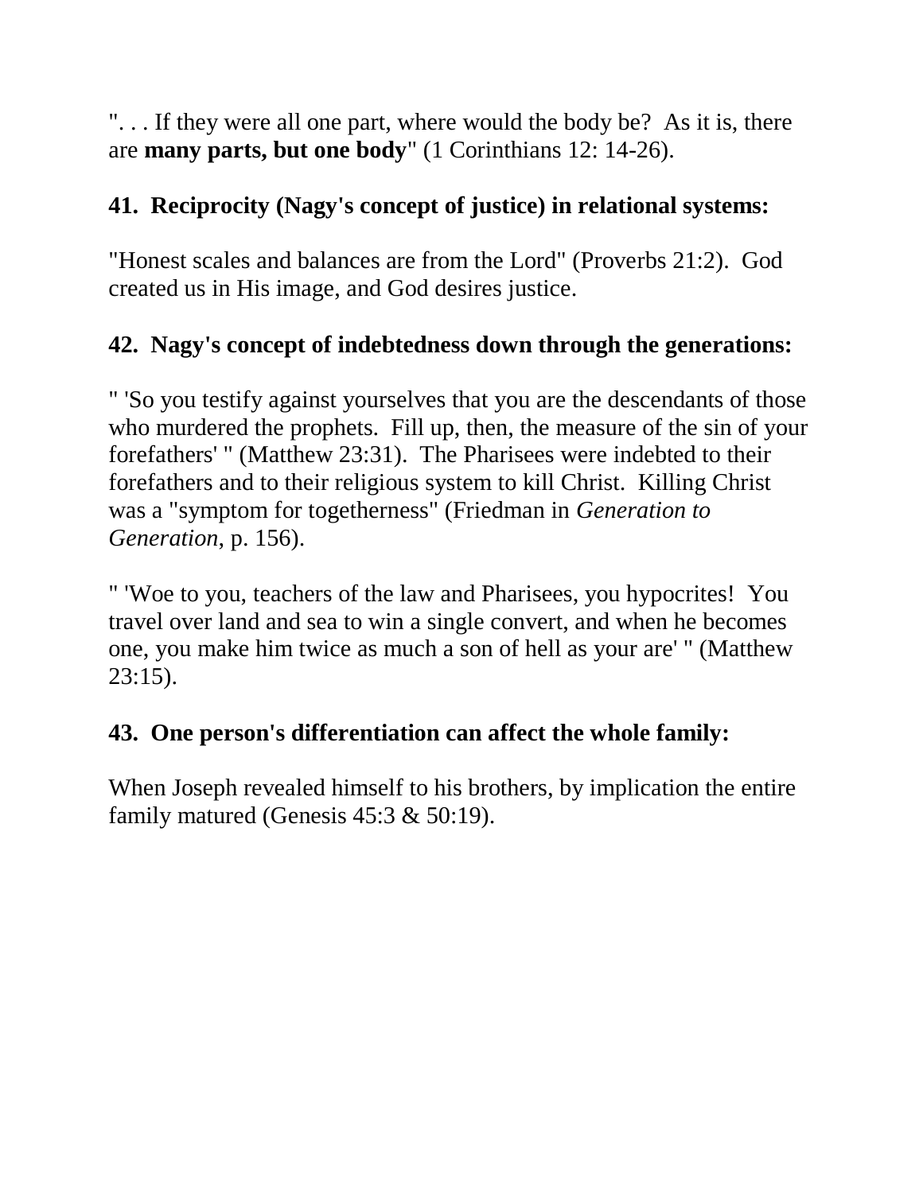". . . If they were all one part, where would the body be?  As it is, there are **many parts, but one body**" (1 Corinthians 12: 14-26).

**41.  Reciprocity (Nagy's concept of justice) in relational systems:**

"Honest scales and balances are from the Lord" (Proverbs 21:2).  God created us in His image, and God desires justice.

**42.  Nagy's concept of indebtedness down through the generations:**

" 'So you testify against yourselves that you are the descendants of those who murdered the prophets.  Fill up, then, the measure of the sin of your forefathers' " (Matthew 23:31).  The Pharisees were indebted to their forefathers and to their religious system to kill Christ.  Killing Christ was a "symptom for togetherness" (Friedman in *Generation to Generation*, p. 156).

" 'Woe to you, teachers of the law and Pharisees, you hypocrites!  You travel over land and sea to win a single convert, and when he becomes one, you make him twice as much a son of hell as your are' " (Matthew 23:15).

**43.  One person's differentiation can affect the whole family:**

When Joseph revealed himself to his brothers, by implication the entire family matured (Genesis 45:3 & 50:19).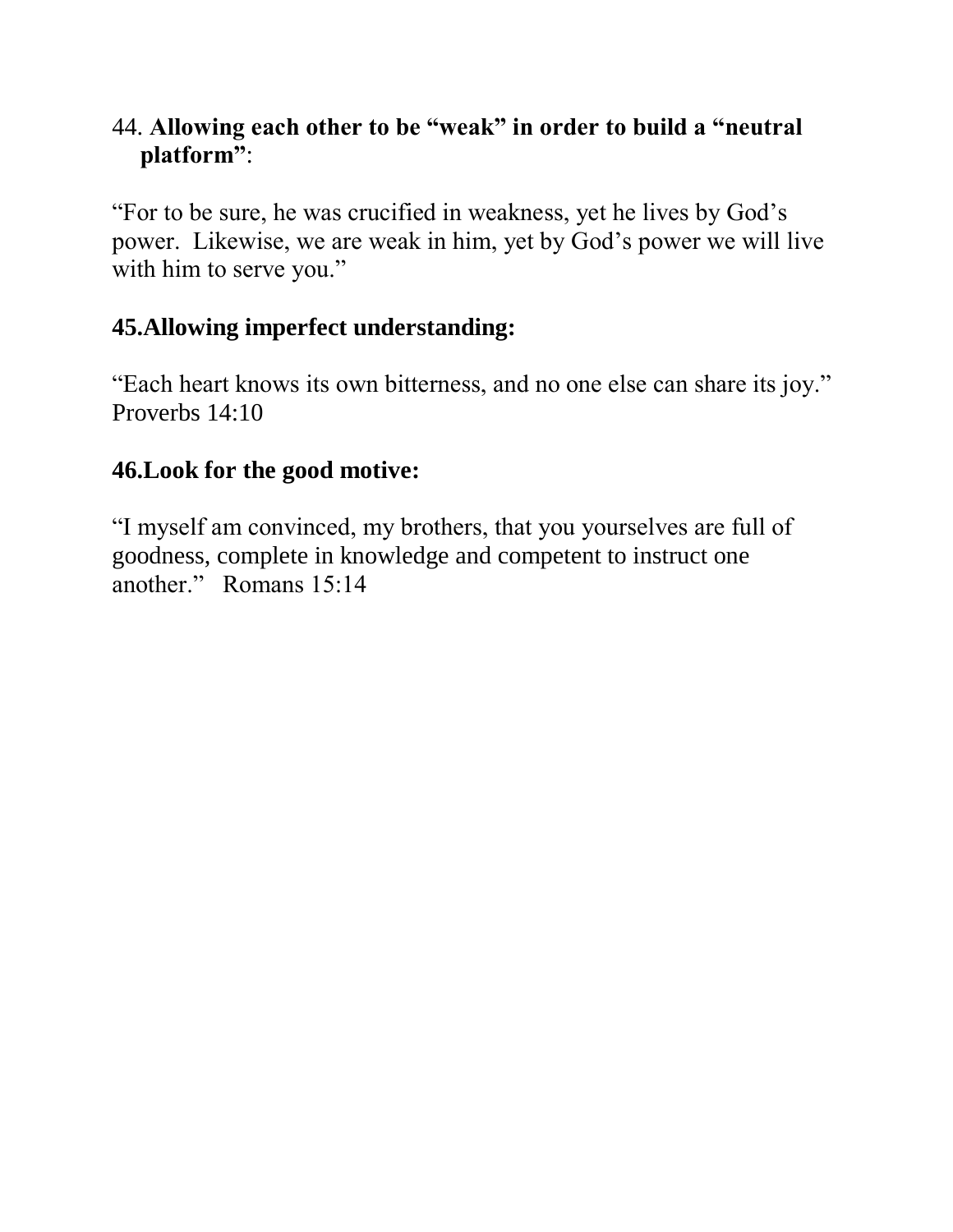44. **Allowing each other to be "weak" in order to build a "neutral platform"**:

"For to be sure, he was crucified in weakness, yet he lives by God's power. Likewise, we are weak in him, yet by God's power we will live with him to serve you."

**45.Allowing imperfect understanding:**

"Each heart knows its own bitterness, and no one else can share its joy." Proverbs 14:10

**46.Look for the good motive:**

"I myself am convinced, my brothers, that you yourselves are full of goodness, complete in knowledge and competent to instruct one another." Romans 15:14